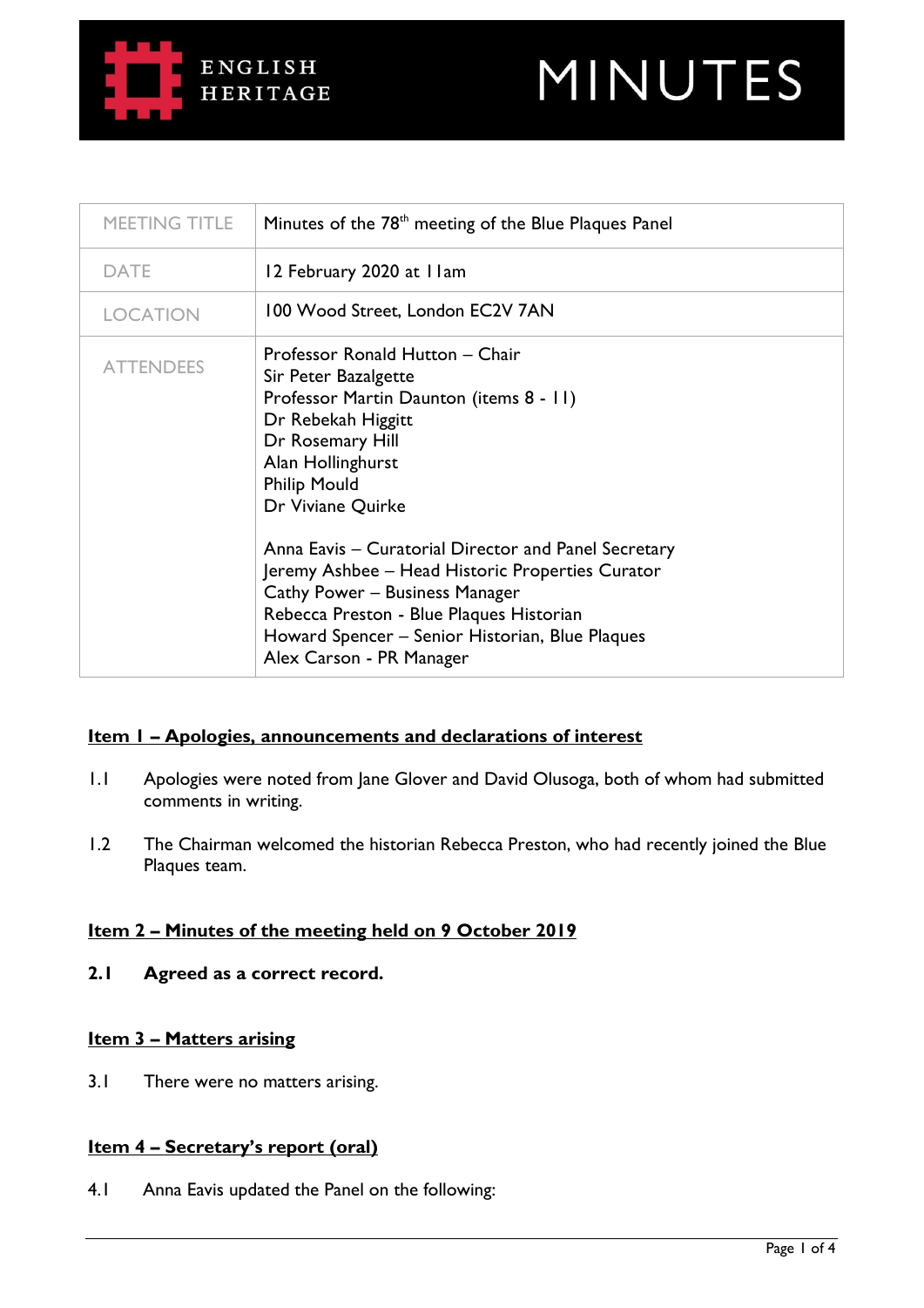ENGLISH HERITAGE

# MINUTES

| MEETING TITLE | Minutes of the 78th meeting of the Blue Plaques Panel |
|---|---|
| DATE | 12 February 2020 at 11am |
| LOCATION | 100 Wood Street, London EC2V 7AN |
| ATTENDEES | Professor Ronald Hutton – Chair<br>Sir Peter Bazalgette<br>Professor Martin Daunton (items 8 - 11)<br>Dr Rebekah Higgitt<br>Dr Rosemary Hill<br>Alan Hollinghurst<br>Philip Mould<br>Dr Viviane Quirke<br><br>Anna Eavis – Curatorial Director and Panel Secretary<br>Jeremy Ashbee – Head Historic Properties Curator<br>Cathy Power – Business Manager<br>Rebecca Preston - Blue Plaques Historian<br>Howard Spencer – Senior Historian, Blue Plaques<br>Alex Carson - PR Manager |

## Item 1 – Apologies, announcements and declarations of interest

1.1 Apologies were noted from Jane Glover and David Olusoga, both of whom had submitted comments in writing.

1.2 The Chairman welcomed the historian Rebecca Preston, who had recently joined the Blue Plaques team.

## Item 2 – Minutes of the meeting held on 9 October 2019

**2.1 Agreed as a correct record.**

## Item 3 – Matters arising

3.1 There were no matters arising.

## Item 4 – Secretary's report (oral)

4.1 Anna Eavis updated the Panel on the following: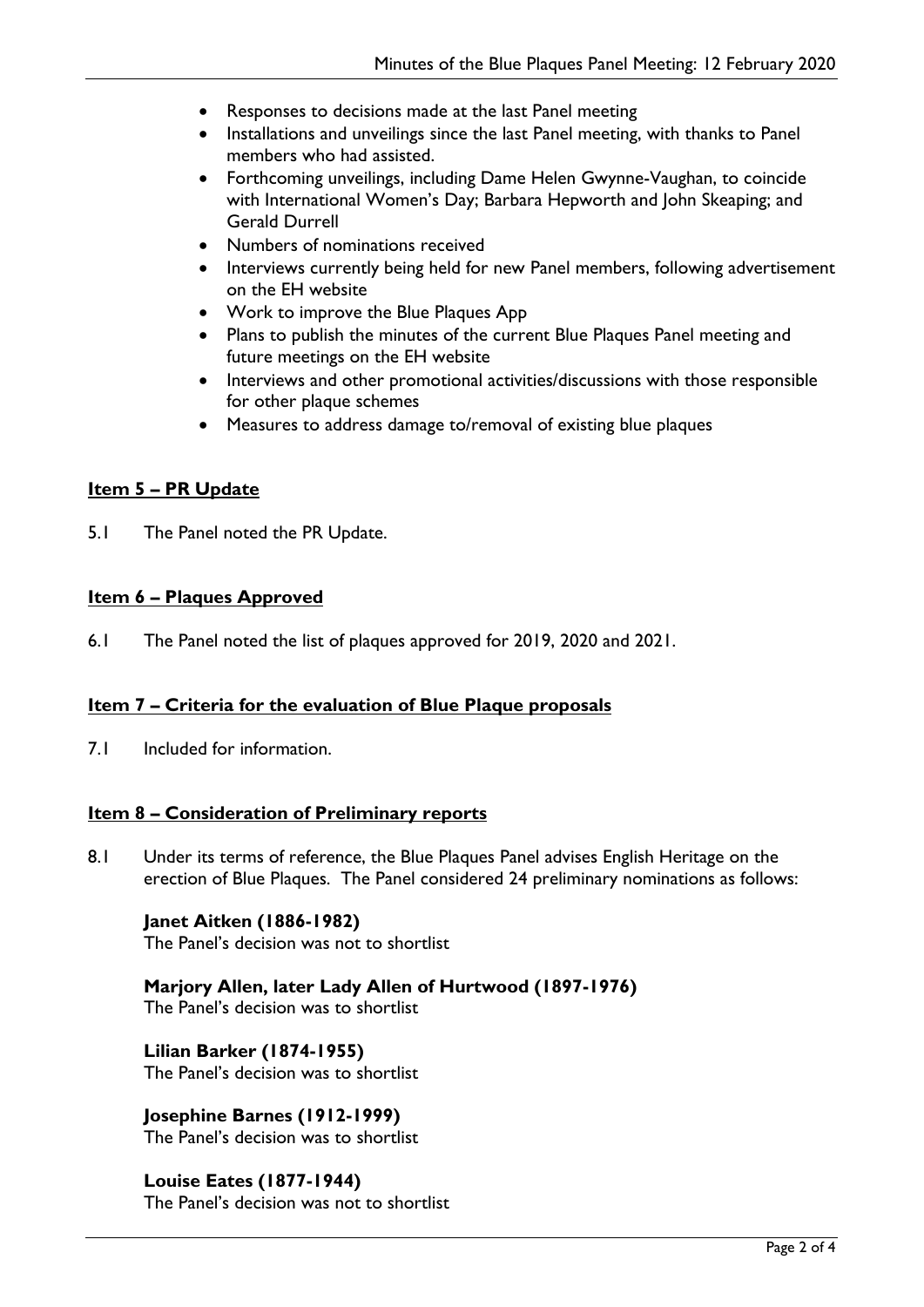- Responses to decisions made at the last Panel meeting
- Installations and unveilings since the last Panel meeting, with thanks to Panel members who had assisted.
- Forthcoming unveilings, including Dame Helen Gwynne-Vaughan, to coincide with International Women's Day; Barbara Hepworth and John Skeaping; and Gerald Durrell
- Numbers of nominations received
- Interviews currently being held for new Panel members, following advertisement on the EH website
- Work to improve the Blue Plaques App
- Plans to publish the minutes of the current Blue Plaques Panel meeting and future meetings on the EH website
- Interviews and other promotional activities/discussions with those responsible for other plaque schemes
- Measures to address damage to/removal of existing blue plaques

## Item 5 – PR Update

5.1 The Panel noted the PR Update.

## Item 6 – Plaques Approved

6.1 The Panel noted the list of plaques approved for 2019, 2020 and 2021.

## Item 7 – Criteria for the evaluation of Blue Plaque proposals

7.1 Included for information.

## Item 8 – Consideration of Preliminary reports

8.1 Under its terms of reference, the Blue Plaques Panel advises English Heritage on the erection of Blue Plaques. The Panel considered 24 preliminary nominations as follows:

**Janet Aitken (1886-1982)**
The Panel's decision was not to shortlist

**Marjory Allen, later Lady Allen of Hurtwood (1897-1976)**
The Panel's decision was to shortlist

**Lilian Barker (1874-1955)**
The Panel's decision was to shortlist

**Josephine Barnes (1912-1999)**
The Panel's decision was to shortlist

**Louise Eates (1877-1944)**
The Panel's decision was not to shortlist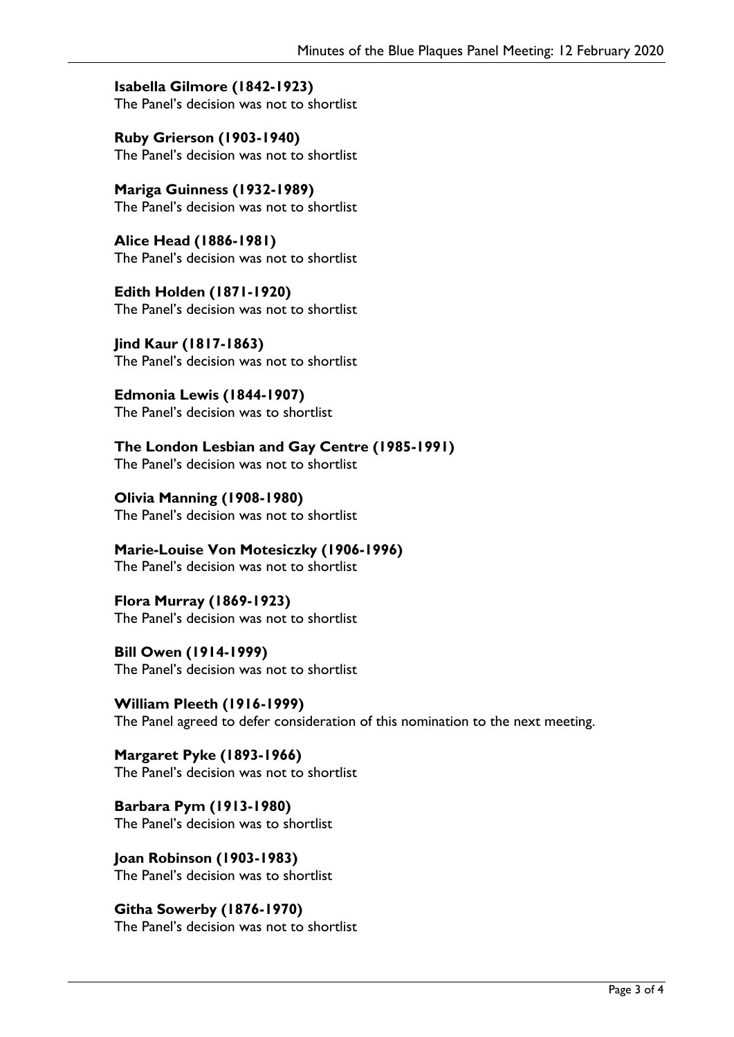**Isabella Gilmore (1842-1923)**
The Panel's decision was not to shortlist

**Ruby Grierson (1903-1940)**
The Panel's decision was not to shortlist

**Mariga Guinness (1932-1989)**
The Panel's decision was not to shortlist

**Alice Head (1886-1981)**
The Panel's decision was not to shortlist

**Edith Holden (1871-1920)**
The Panel's decision was not to shortlist

**Jind Kaur (1817-1863)**
The Panel's decision was not to shortlist

**Edmonia Lewis (1844-1907)**
The Panel's decision was to shortlist

**The London Lesbian and Gay Centre (1985-1991)**
The Panel's decision was not to shortlist

**Olivia Manning (1908-1980)**
The Panel's decision was not to shortlist

**Marie-Louise Von Motesiczky (1906-1996)**
The Panel's decision was not to shortlist

**Flora Murray (1869-1923)**
The Panel's decision was not to shortlist

**Bill Owen (1914-1999)**
The Panel's decision was not to shortlist

**William Pleeth (1916-1999)**
The Panel agreed to defer consideration of this nomination to the next meeting.

**Margaret Pyke (1893-1966)**
The Panel's decision was not to shortlist

**Barbara Pym (1913-1980)**
The Panel's decision was to shortlist

**Joan Robinson (1903-1983)**
The Panel's decision was to shortlist

**Githa Sowerby (1876-1970)**
The Panel's decision was not to shortlist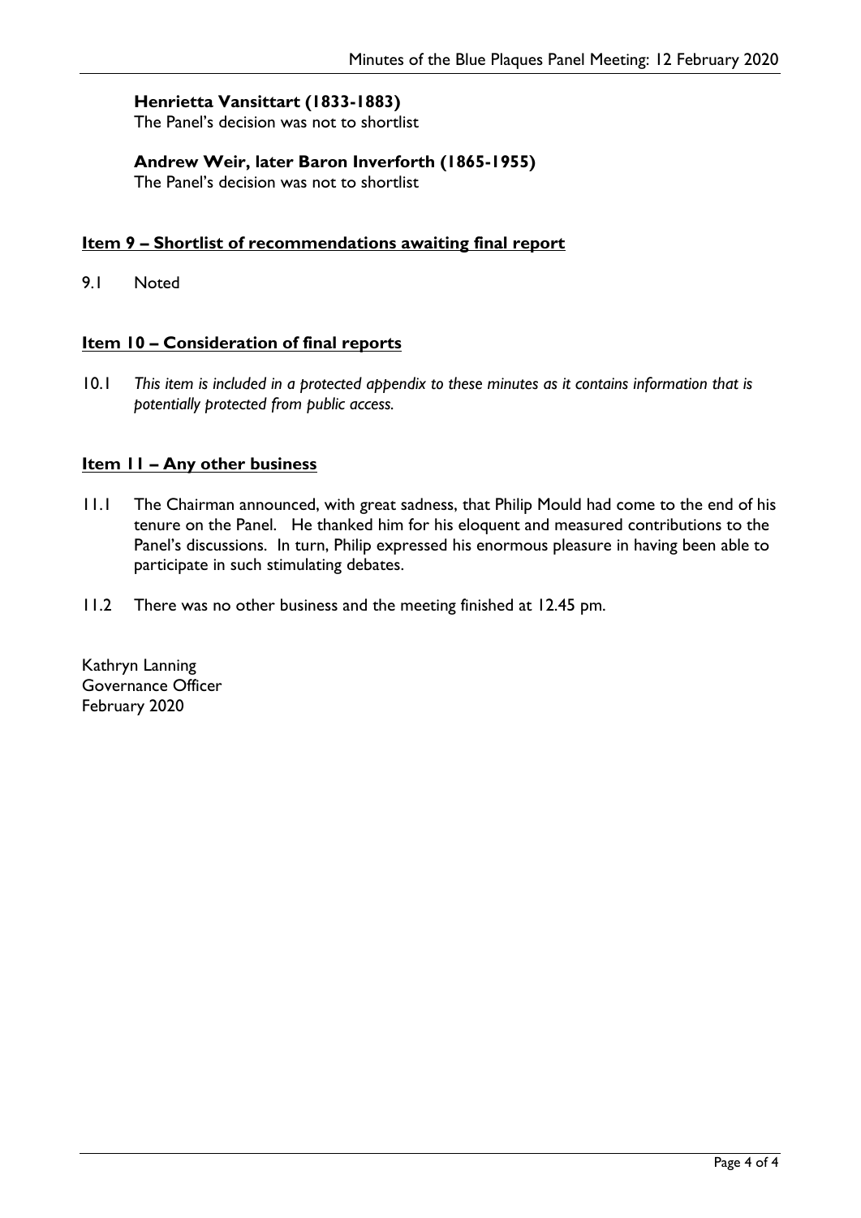**Henrietta Vansittart (1833-1883)**
The Panel's decision was not to shortlist

**Andrew Weir, later Baron Inverforth (1865-1955)**
The Panel's decision was not to shortlist

## Item 9 – Shortlist of recommendations awaiting final report

9.1 Noted

## Item 10 – Consideration of final reports

10.1 *This item is included in a protected appendix to these minutes as it contains information that is potentially protected from public access.*

## Item 11 – Any other business

11.1 The Chairman announced, with great sadness, that Philip Mould had come to the end of his tenure on the Panel. He thanked him for his eloquent and measured contributions to the Panel's discussions. In turn, Philip expressed his enormous pleasure in having been able to participate in such stimulating debates.

11.2 There was no other business and the meeting finished at 12.45 pm.

Kathryn Lanning
Governance Officer
February 2020